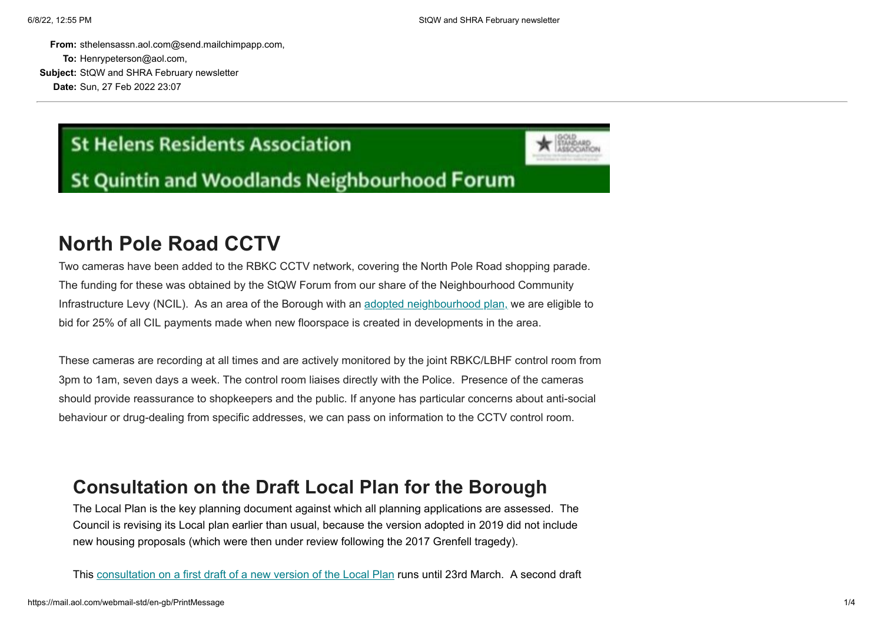**From:** sthelensassn.aol.com@send.mailchimpapp.com,
**To:** Henrypeterson@aol.com,
**Subject:** StQW and SHRA February newsletter
**Date:** Sun, 27 Feb 2022 23:07

---

St Helens Residents Association

St Quintin and Woodlands Neighbourhood Forum

# North Pole Road CCTV

Two cameras have been added to the RBKC CCTV network, covering the North Pole Road shopping parade. The funding for these was obtained by the StQW Forum from our share of the Neighbourhood Community Infrastructure Levy (NCIL). As an area of the Borough with an adopted neighbourhood plan, we are eligible to bid for 25% of all CIL payments made when new floorspace is created in developments in the area.

These cameras are recording at all times and are actively monitored by the joint RBKC/LBHF control room from 3pm to 1am, seven days a week. The control room liaises directly with the Police. Presence of the cameras should provide reassurance to shopkeepers and the public. If anyone has particular concerns about anti-social behaviour or drug-dealing from specific addresses, we can pass on information to the CCTV control room.

## Consultation on the Draft Local Plan for the Borough

The Local Plan is the key planning document against which all planning applications are assessed. The Council is revising its Local plan earlier than usual, because the version adopted in 2019 did not include new housing proposals (which were then under review following the 2017 Grenfell tragedy).

This consultation on a first draft of a new version of the Local Plan runs until 23rd March. A second draft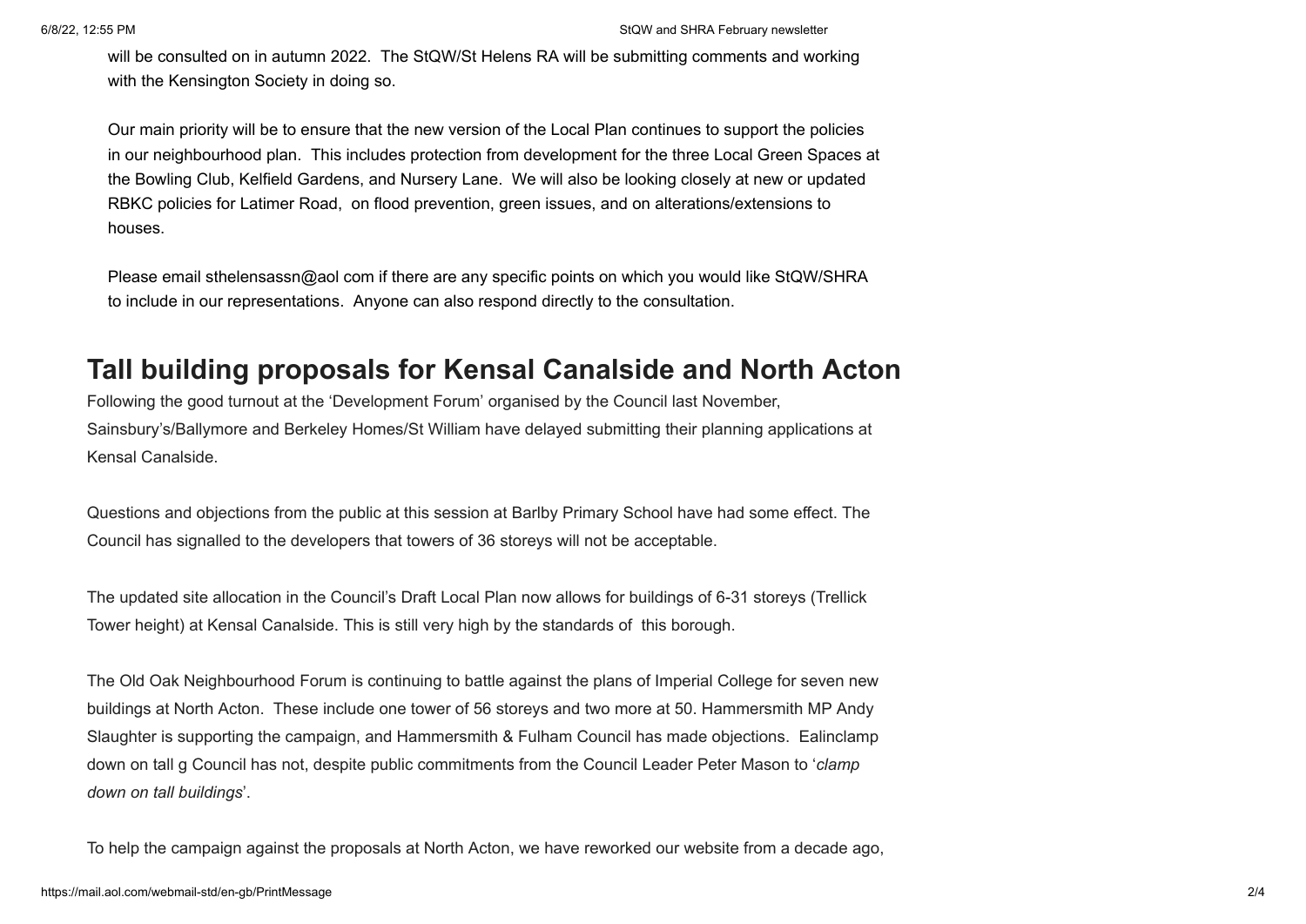will be consulted on in autumn 2022. The StQW/St Helens RA will be submitting comments and working with the Kensington Society in doing so.

Our main priority will be to ensure that the new version of the Local Plan continues to support the policies in our neighbourhood plan. This includes protection from development for the three Local Green Spaces at the Bowling Club, Kelfield Gardens, and Nursery Lane. We will also be looking closely at new or updated RBKC policies for Latimer Road, on flood prevention, green issues, and on alterations/extensions to houses.

Please email sthelensassn@aol com if there are any specific points on which you would like StQW/SHRA to include in our representations. Anyone can also respond directly to the consultation.

## Tall building proposals for Kensal Canalside and North Acton

Following the good turnout at the 'Development Forum' organised by the Council last November, Sainsbury's/Ballymore and Berkeley Homes/St William have delayed submitting their planning applications at Kensal Canalside.

Questions and objections from the public at this session at Barlby Primary School have had some effect. The Council has signalled to the developers that towers of 36 storeys will not be acceptable.

The updated site allocation in the Council's Draft Local Plan now allows for buildings of 6-31 storeys (Trellick Tower height) at Kensal Canalside. This is still very high by the standards of this borough.

The Old Oak Neighbourhood Forum is continuing to battle against the plans of Imperial College for seven new buildings at North Acton. These include one tower of 56 storeys and two more at 50. Hammersmith MP Andy Slaughter is supporting the campaign, and Hammersmith & Fulham Council has made objections. Ealinclamp down on tall g Council has not, despite public commitments from the Council Leader Peter Mason to '*clamp down on tall buildings*'.

To help the campaign against the proposals at North Acton, we have reworked our website from a decade ago,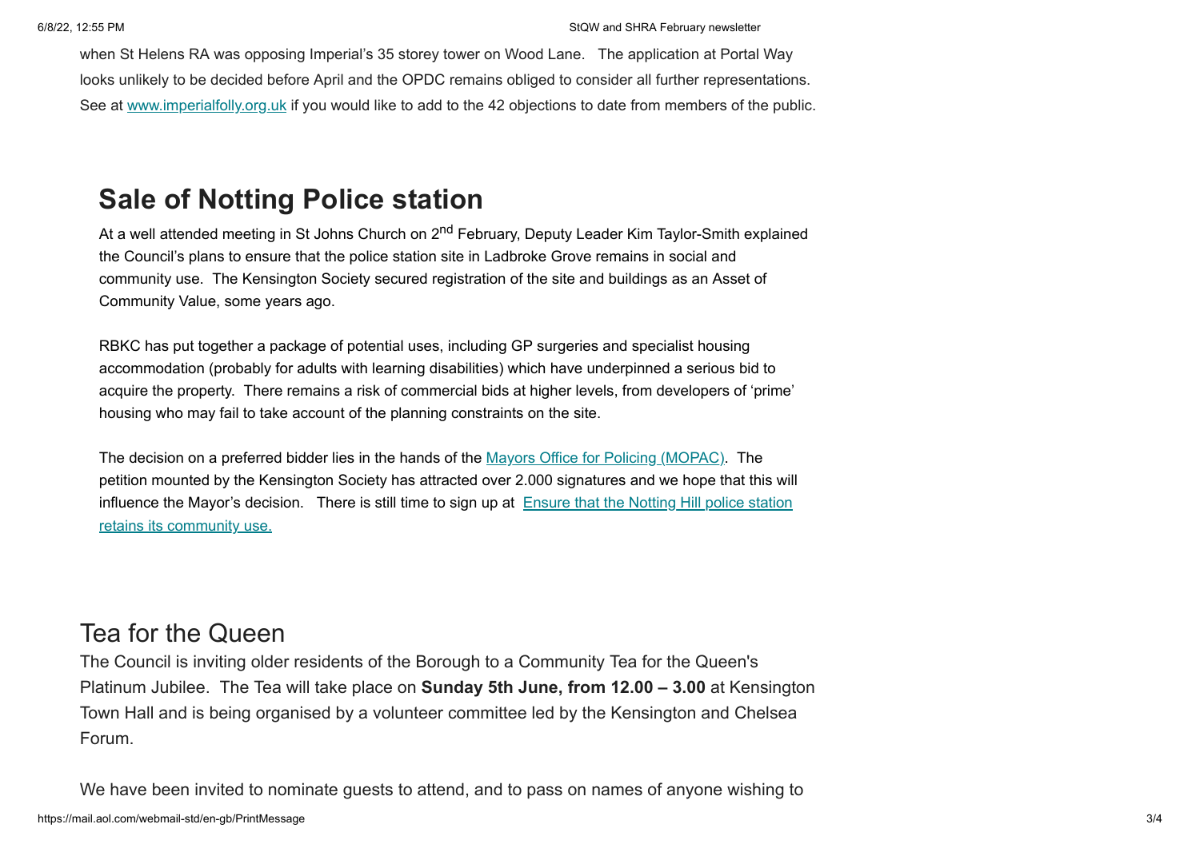when St Helens RA was opposing Imperial's 35 storey tower on Wood Lane. The application at Portal Way looks unlikely to be decided before April and the OPDC remains obliged to consider all further representations. See at www.imperialfolly.org.uk if you would like to add to the 42 objections to date from members of the public.

## Sale of Notting Police station

At a well attended meeting in St Johns Church on 2nd February, Deputy Leader Kim Taylor-Smith explained the Council's plans to ensure that the police station site in Ladbroke Grove remains in social and community use. The Kensington Society secured registration of the site and buildings as an Asset of Community Value, some years ago.

RBKC has put together a package of potential uses, including GP surgeries and specialist housing accommodation (probably for adults with learning disabilities) which have underpinned a serious bid to acquire the property. There remains a risk of commercial bids at higher levels, from developers of 'prime' housing who may fail to take account of the planning constraints on the site.

The decision on a preferred bidder lies in the hands of the Mayors Office for Policing (MOPAC). The petition mounted by the Kensington Society has attracted over 2.000 signatures and we hope that this will influence the Mayor's decision. There is still time to sign up at Ensure that the Notting Hill police station retains its community use.

## Tea for the Queen

The Council is inviting older residents of the Borough to a Community Tea for the Queen's Platinum Jubilee. The Tea will take place on **Sunday 5th June, from 12.00 – 3.00** at Kensington Town Hall and is being organised by a volunteer committee led by the Kensington and Chelsea Forum.

We have been invited to nominate guests to attend, and to pass on names of anyone wishing to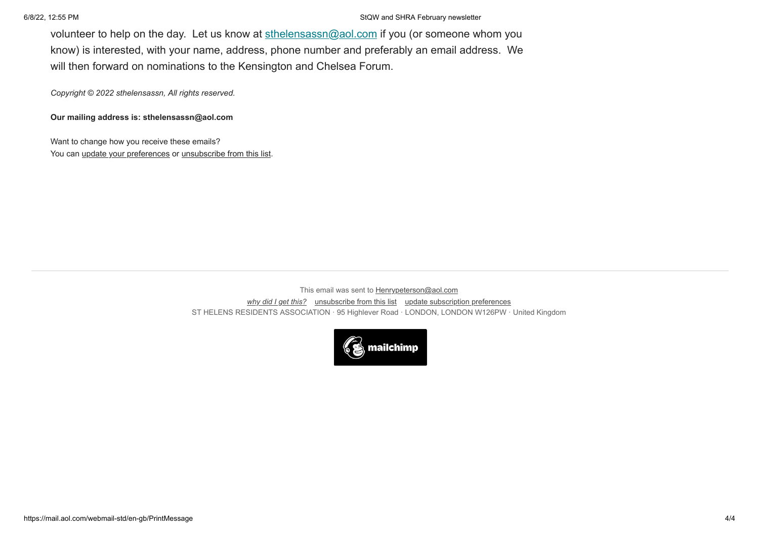volunteer to help on the day. Let us know at sthelensassn@aol.com if you (or someone whom you know) is interested, with your name, address, phone number and preferably an email address. We will then forward on nominations to the Kensington and Chelsea Forum.

*Copyright © 2022 sthelensassn, All rights reserved.*

**Our mailing address is: sthelensassn@aol.com**

Want to change how you receive these emails?
You can update your preferences or unsubscribe from this list.

This email was sent to Henrypeterson@aol.com

*why did I get this?* unsubscribe from this list update subscription preferences

ST HELENS RESIDENTS ASSOCIATION · 95 Highlever Road · LONDON, LONDON W126PW · United Kingdom

mailchimp